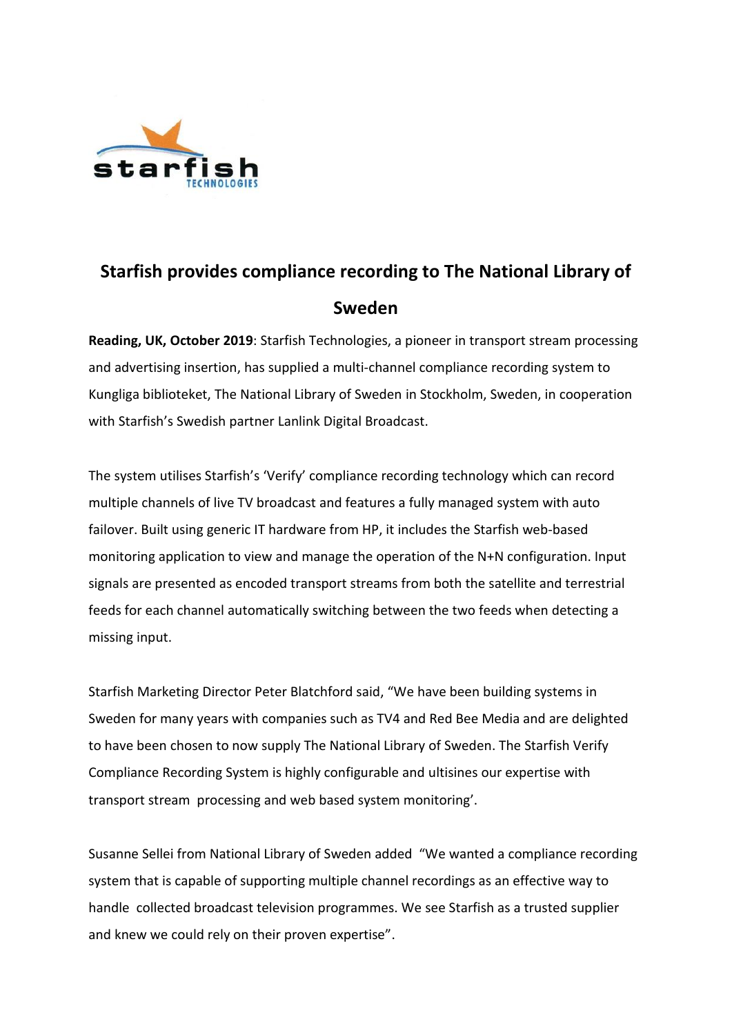# Starfish provides compliance recording to The National Library of Sweden

**Reading, UK, October 2019**: Starfish Technologies, a pioneer in transport stream processing and advertising insertion, has supplied a multi-channel compliance recording system to Kungliga biblioteket, The National Library of Sweden in Stockholm, Sweden, in cooperation with Starfish's Swedish partner Lanlink Digital Broadcast.

The system utilises Starfish's 'Verify' compliance recording technology which can record multiple channels of live TV broadcast and features a fully managed system with auto failover. Built using generic IT hardware from HP, it includes the Starfish web-based monitoring application to view and manage the operation of the N+N configuration. Input signals are presented as encoded transport streams from both the satellite and terrestrial feeds for each channel automatically switching between the two feeds when detecting a missing input.

Starfish Marketing Director Peter Blatchford said, "We have been building systems in Sweden for many years with companies such as TV4 and Red Bee Media and are delighted to have been chosen to now supply The National Library of Sweden. The Starfish Verify Compliance Recording System is highly configurable and ultisines our expertise with transport stream processing and web based system monitoring'.

Susanne Sellei from National Library of Sweden added "We wanted a compliance recording system that is capable of supporting multiple channel recordings as an effective way to handle collected broadcast television programmes. We see Starfish as a trusted supplier and knew we could rely on their proven expertise".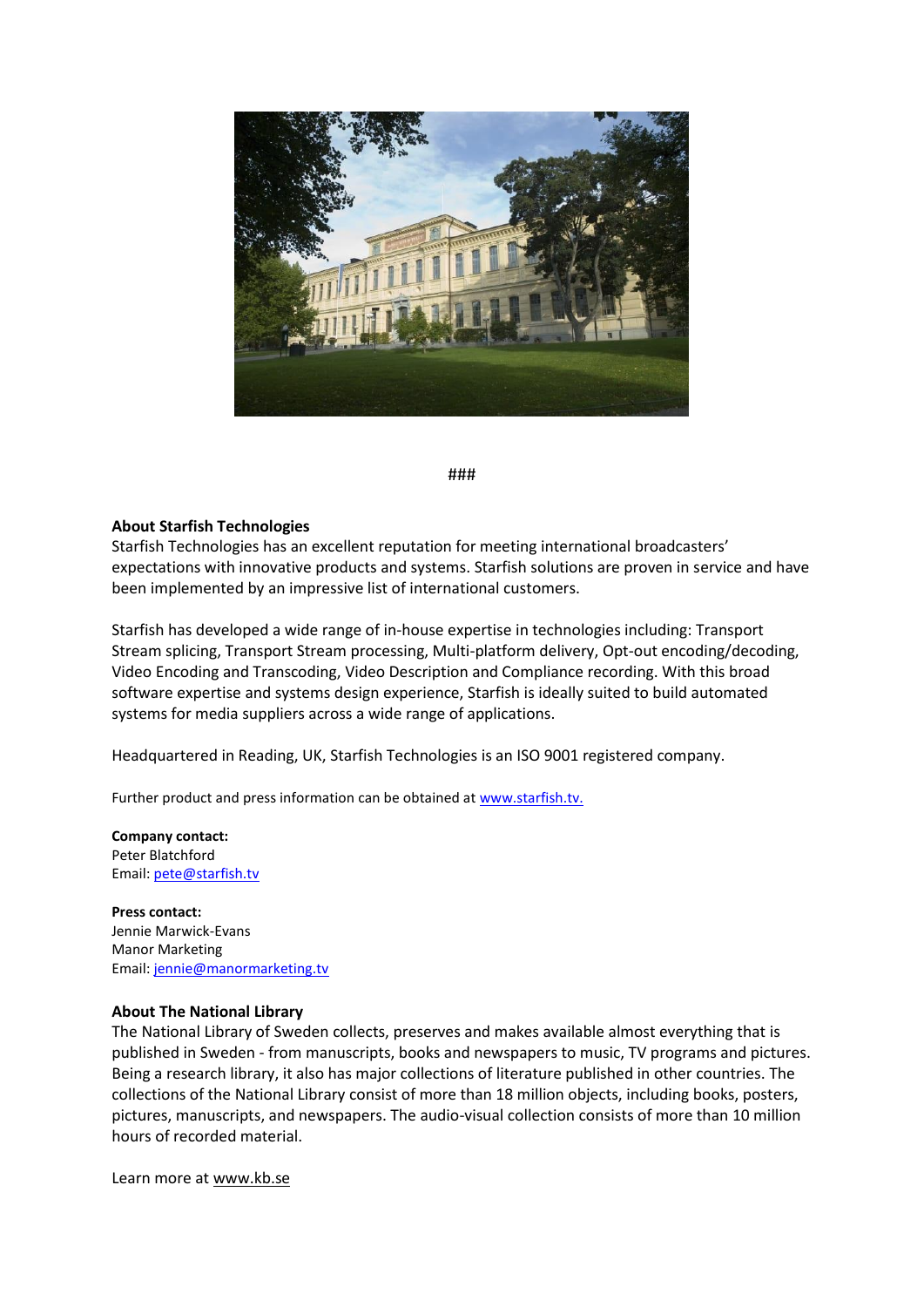###

**About Starfish Technologies**

Starfish Technologies has an excellent reputation for meeting international broadcasters' expectations with innovative products and systems. Starfish solutions are proven in service and have been implemented by an impressive list of international customers.

Starfish has developed a wide range of in-house expertise in technologies including: Transport Stream splicing, Transport Stream processing, Multi-platform delivery, Opt-out encoding/decoding, Video Encoding and Transcoding, Video Description and Compliance recording. With this broad software expertise and systems design experience, Starfish is ideally suited to build automated systems for media suppliers across a wide range of applications.

Headquartered in Reading, UK, Starfish Technologies is an ISO 9001 registered company.

Further product and press information can be obtained at www.starfish.tv.

**Company contact:**
Peter Blatchford
Email: pete@starfish.tv

**Press contact:**
Jennie Marwick-Evans
Manor Marketing
Email: jennie@manormarketing.tv

**About The National Library**

The National Library of Sweden collects, preserves and makes available almost everything that is published in Sweden - from manuscripts, books and newspapers to music, TV programs and pictures. Being a research library, it also has major collections of literature published in other countries. The collections of the National Library consist of more than 18 million objects, including books, posters, pictures, manuscripts, and newspapers. The audio-visual collection consists of more than 10 million hours of recorded material.

Learn more at www.kb.se